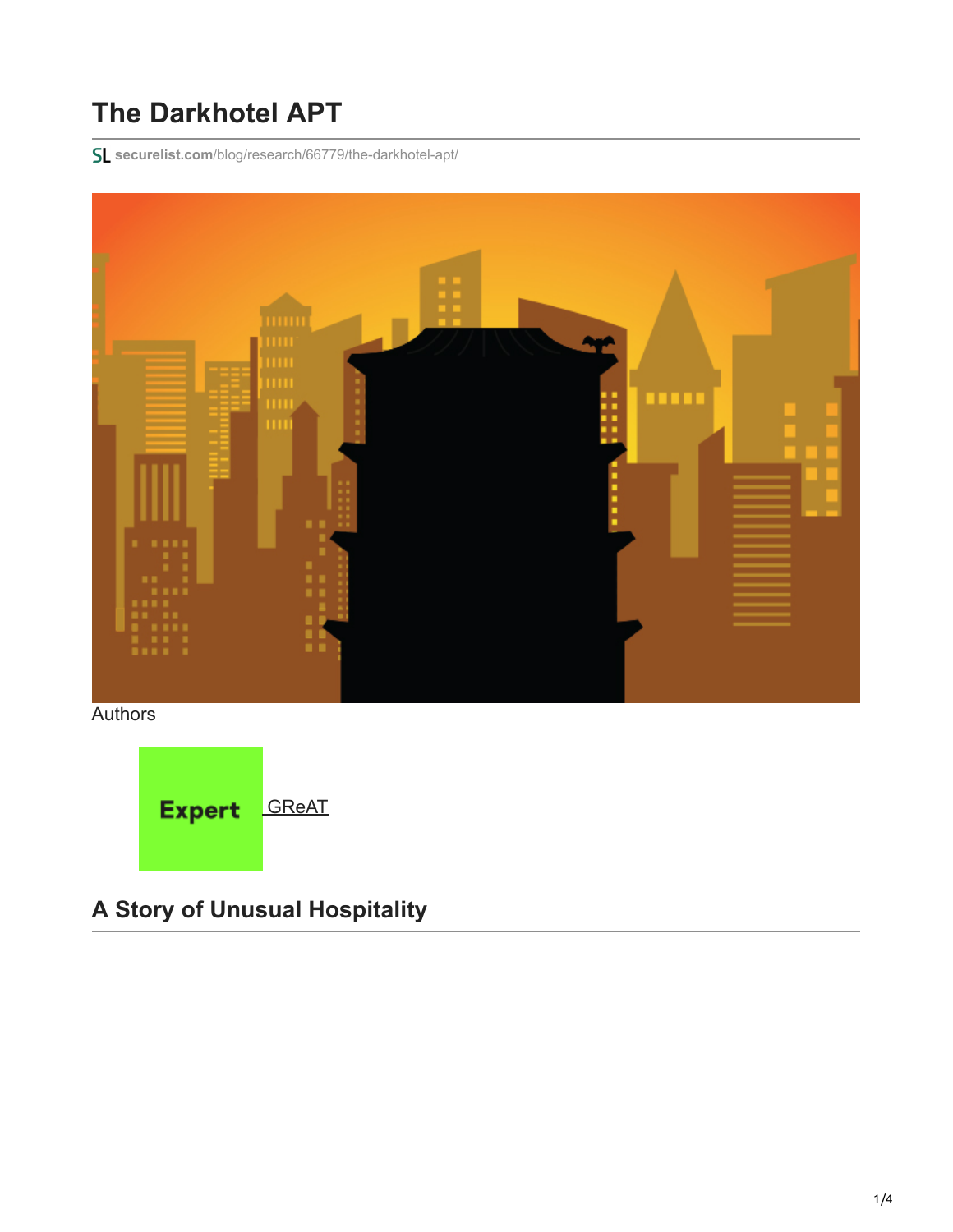# The Darkhotel APT

securelist.com/blog/research/66779/the-darkhotel-apt/

Authors

Expert GReAT

## A Story of Unusual Hospitality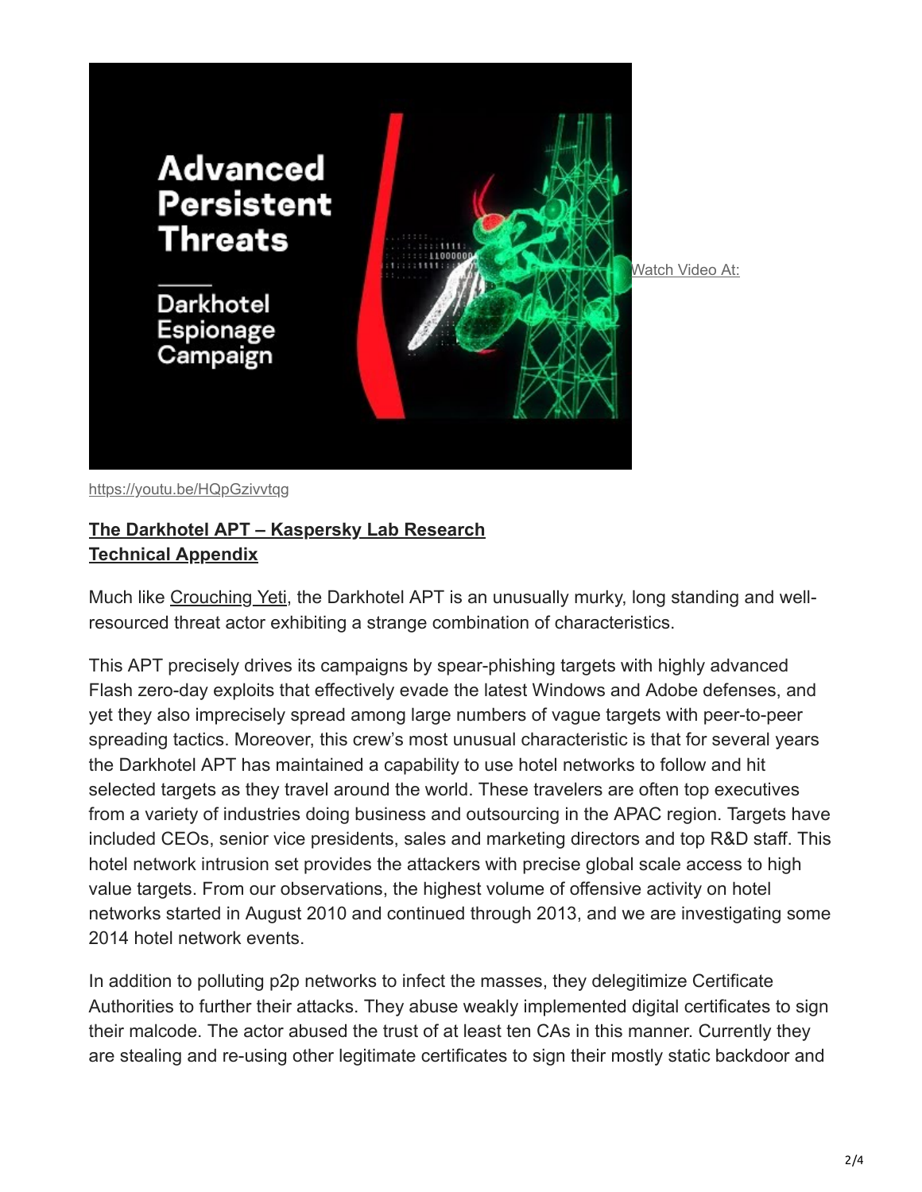Watch Video At:

https://youtu.be/HQpGzivvtqg

**The Darkhotel APT – Kaspersky Lab Research**
**Technical Appendix**

Much like Crouching Yeti, the Darkhotel APT is an unusually murky, long standing and well-resourced threat actor exhibiting a strange combination of characteristics.

This APT precisely drives its campaigns by spear-phishing targets with highly advanced Flash zero-day exploits that effectively evade the latest Windows and Adobe defenses, and yet they also imprecisely spread among large numbers of vague targets with peer-to-peer spreading tactics. Moreover, this crew's most unusual characteristic is that for several years the Darkhotel APT has maintained a capability to use hotel networks to follow and hit selected targets as they travel around the world. These travelers are often top executives from a variety of industries doing business and outsourcing in the APAC region. Targets have included CEOs, senior vice presidents, sales and marketing directors and top R&D staff. This hotel network intrusion set provides the attackers with precise global scale access to high value targets. From our observations, the highest volume of offensive activity on hotel networks started in August 2010 and continued through 2013, and we are investigating some 2014 hotel network events.

In addition to polluting p2p networks to infect the masses, they delegitimize Certificate Authorities to further their attacks. They abuse weakly implemented digital certificates to sign their malcode. The actor abused the trust of at least ten CAs in this manner. Currently they are stealing and re-using other legitimate certificates to sign their mostly static backdoor and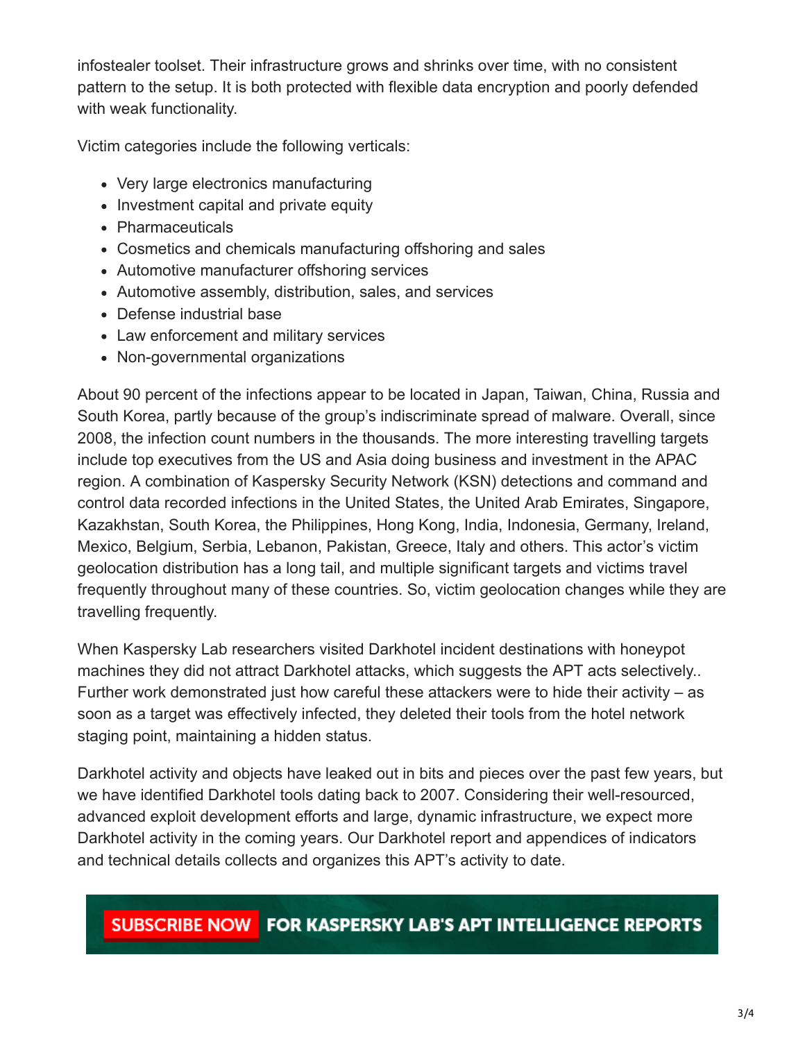infostealer toolset. Their infrastructure grows and shrinks over time, with no consistent pattern to the setup. It is both protected with flexible data encryption and poorly defended with weak functionality.

Victim categories include the following verticals:

- Very large electronics manufacturing
- Investment capital and private equity
- Pharmaceuticals
- Cosmetics and chemicals manufacturing offshoring and sales
- Automotive manufacturer offshoring services
- Automotive assembly, distribution, sales, and services
- Defense industrial base
- Law enforcement and military services
- Non-governmental organizations

About 90 percent of the infections appear to be located in Japan, Taiwan, China, Russia and South Korea, partly because of the group's indiscriminate spread of malware. Overall, since 2008, the infection count numbers in the thousands. The more interesting travelling targets include top executives from the US and Asia doing business and investment in the APAC region. A combination of Kaspersky Security Network (KSN) detections and command and control data recorded infections in the United States, the United Arab Emirates, Singapore, Kazakhstan, South Korea, the Philippines, Hong Kong, India, Indonesia, Germany, Ireland, Mexico, Belgium, Serbia, Lebanon, Pakistan, Greece, Italy and others. This actor's victim geolocation distribution has a long tail, and multiple significant targets and victims travel frequently throughout many of these countries. So, victim geolocation changes while they are travelling frequently.

When Kaspersky Lab researchers visited Darkhotel incident destinations with honeypot machines they did not attract Darkhotel attacks, which suggests the APT acts selectively.. Further work demonstrated just how careful these attackers were to hide their activity – as soon as a target was effectively infected, they deleted their tools from the hotel network staging point, maintaining a hidden status.

Darkhotel activity and objects have leaked out in bits and pieces over the past few years, but we have identified Darkhotel tools dating back to 2007. Considering their well-resourced, advanced exploit development efforts and large, dynamic infrastructure, we expect more Darkhotel activity in the coming years. Our Darkhotel report and appendices of indicators and technical details collects and organizes this APT's activity to date.

SUBSCRIBE NOW FOR KASPERSKY LAB'S APT INTELLIGENCE REPORTS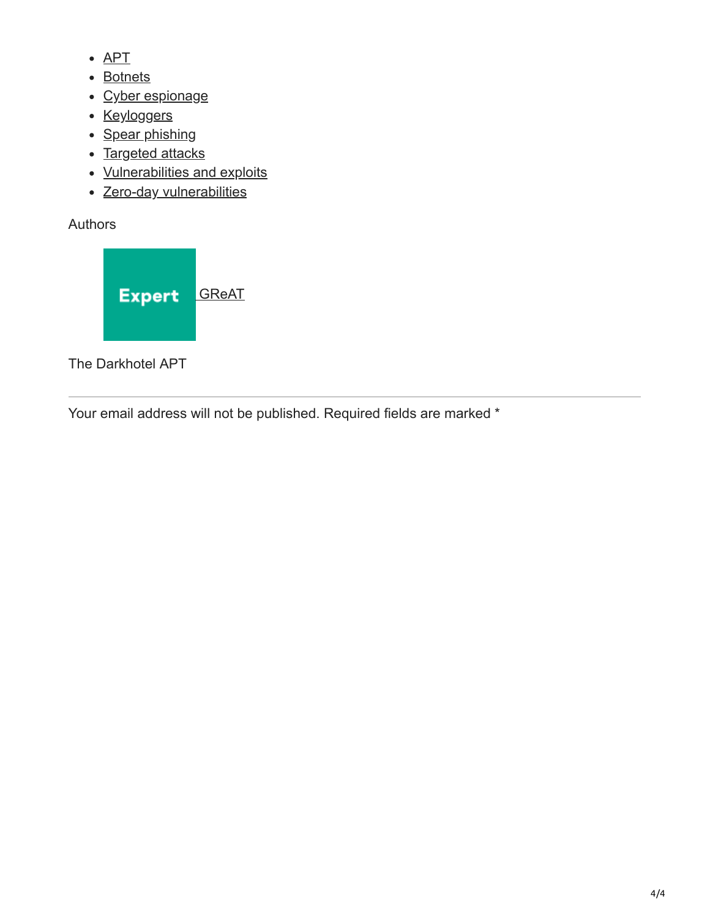- APT
- Botnets
- Cyber espionage
- Keyloggers
- Spear phishing
- Targeted attacks
- Vulnerabilities and exploits
- Zero-day vulnerabilities

Authors

Expert GReAT

The Darkhotel APT

---

Your email address will not be published. Required fields are marked *